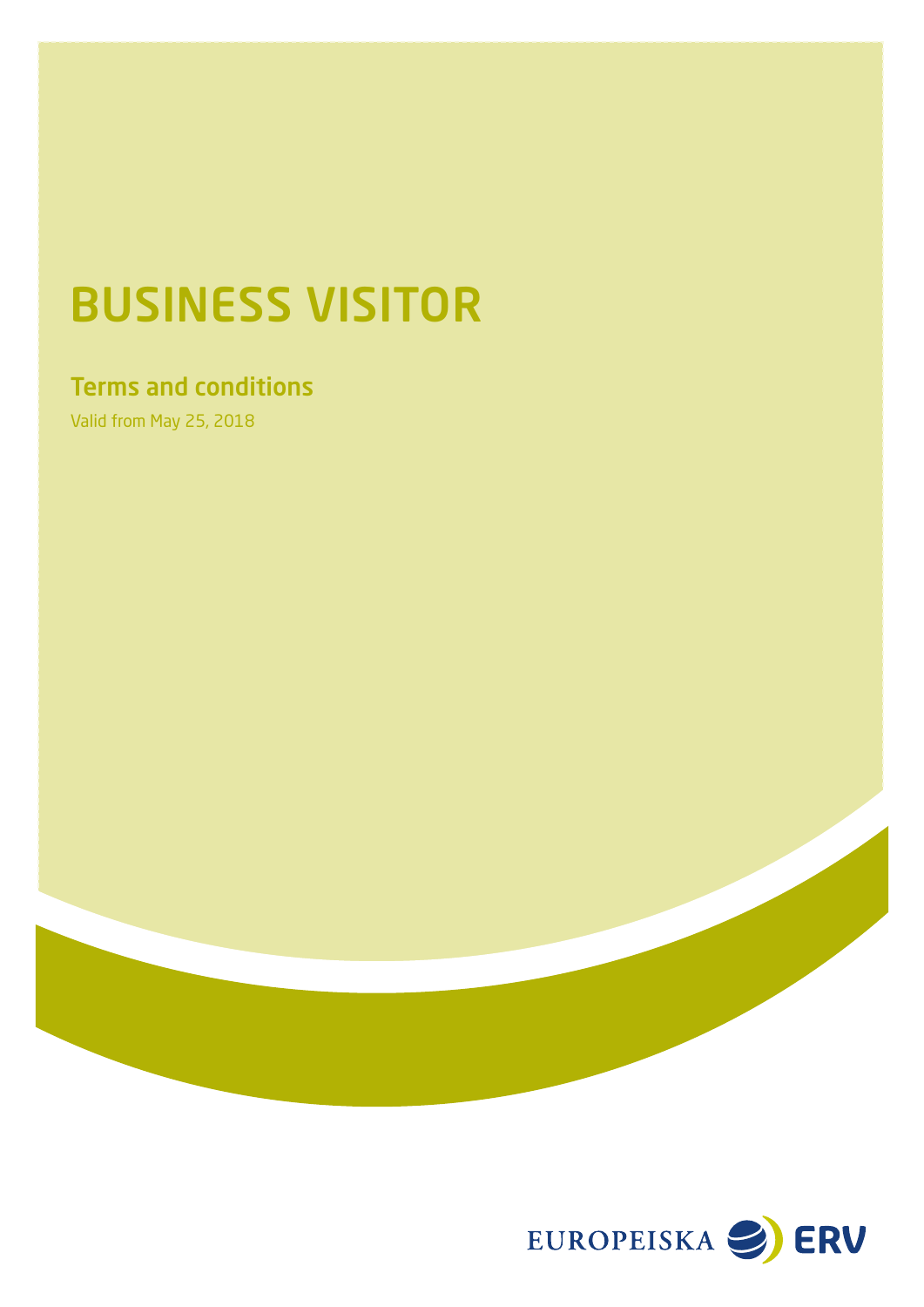# BUSINESS VISITOR

## Terms and conditions

Valid from May 25, 2018

EUROPEISKA ERV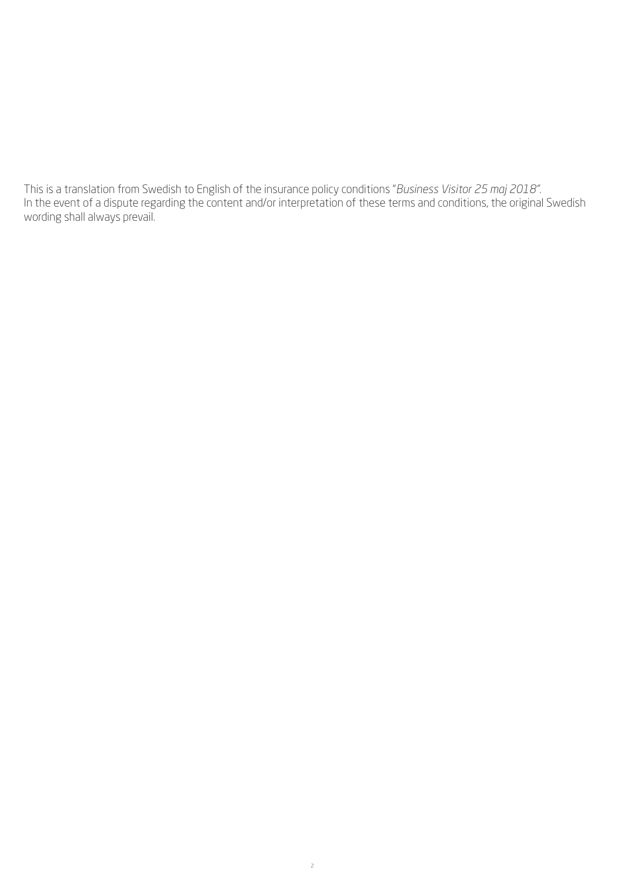This is a translation from Swedish to English of the insurance policy conditions "*Business Visitor 25 maj 2018*".
In the event of a dispute regarding the content and/or interpretation of these terms and conditions, the original Swedish wording shall always prevail.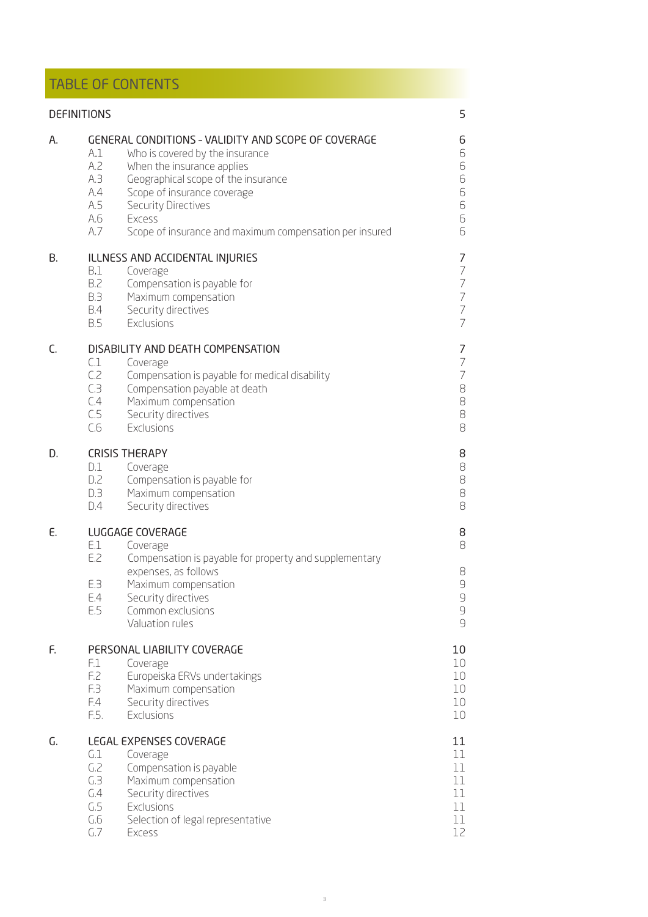# TABLE OF CONTENTS

| | | | |
|---|---|---|---|
| DEFINITIONS | | | 5 |
| A. | GENERAL CONDITIONS – VALIDITY AND SCOPE OF COVERAGE | | 6 |
| | A.1 | Who is covered by the insurance | 6 |
| | A.2 | When the insurance applies | 6 |
| | A.3 | Geographical scope of the insurance | 6 |
| | A.4 | Scope of insurance coverage | 6 |
| | A.5 | Security Directives | 6 |
| | A.6 | Excess | 6 |
| | A.7 | Scope of insurance and maximum compensation per insured | 6 |
| B. | ILLNESS AND ACCIDENTAL INJURIES | | 7 |
| | B.1 | Coverage | 7 |
| | B.2 | Compensation is payable for | 7 |
| | B.3 | Maximum compensation | 7 |
| | B.4 | Security directives | 7 |
| | B.5 | Exclusions | 7 |
| C. | DISABILITY AND DEATH COMPENSATION | | 7 |
| | C.1 | Coverage | 7 |
| | C.2 | Compensation is payable for medical disability | 7 |
| | C.3 | Compensation payable at death | 8 |
| | C.4 | Maximum compensation | 8 |
| | C.5 | Security directives | 8 |
| | C.6 | Exclusions | 8 |
| D. | CRISIS THERAPY | | 8 |
| | D.1 | Coverage | 8 |
| | D.2 | Compensation is payable for | 8 |
| | D.3 | Maximum compensation | 8 |
| | D.4 | Security directives | 8 |
| E. | LUGGAGE COVERAGE | | 8 |
| | E.1 | Coverage | 8 |
| | E.2 | Compensation is payable for property and supplementary expenses, as follows | 8 |
| | E.3 | Maximum compensation | 9 |
| | E.4 | Security directives | 9 |
| | E.5 | Common exclusions | 9 |
| | | Valuation rules | 9 |
| F. | PERSONAL LIABILITY COVERAGE | | 10 |
| | F.1 | Coverage | 10 |
| | F.2 | Europeiska ERVs undertakings | 10 |
| | F.3 | Maximum compensation | 10 |
| | F.4 | Security directives | 10 |
| | F.5. | Exclusions | 10 |
| G. | LEGAL EXPENSES COVERAGE | | 11 |
| | G.1 | Coverage | 11 |
| | G.2 | Compensation is payable | 11 |
| | G.3 | Maximum compensation | 11 |
| | G.4 | Security directives | 11 |
| | G.5 | Exclusions | 11 |
| | G.6 | Selection of legal representative | 11 |
| | G.7 | Excess | 12 |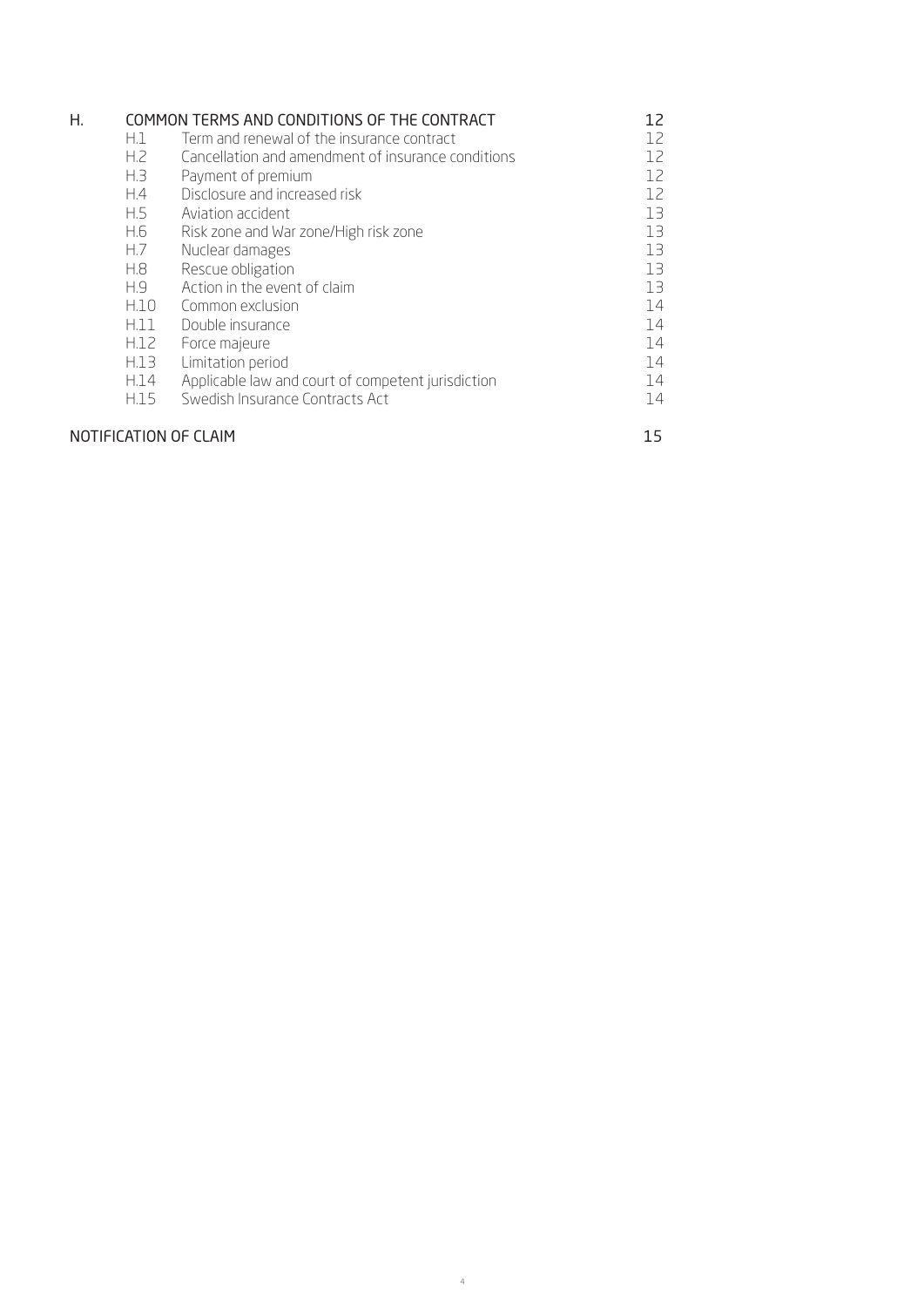| | | | |
|---|---|---|---|
| H. | COMMON TERMS AND CONDITIONS OF THE CONTRACT | | 12 |
| | H.1 | Term and renewal of the insurance contract | 12 |
| | H.2 | Cancellation and amendment of insurance conditions | 12 |
| | H.3 | Payment of premium | 12 |
| | H.4 | Disclosure and increased risk | 12 |
| | H.5 | Aviation accident | 13 |
| | H.6 | Risk zone and War zone/High risk zone | 13 |
| | H.7 | Nuclear damages | 13 |
| | H.8 | Rescue obligation | 13 |
| | H.9 | Action in the event of claim | 13 |
| | H.10 | Common exclusion | 14 |
| | H.11 | Double insurance | 14 |
| | H.12 | Force majeure | 14 |
| | H.13 | Limitation period | 14 |
| | H.14 | Applicable law and court of competent jurisdiction | 14 |
| | H.15 | Swedish Insurance Contracts Act | 14 |
| NOTIFICATION OF CLAIM | | | 15 |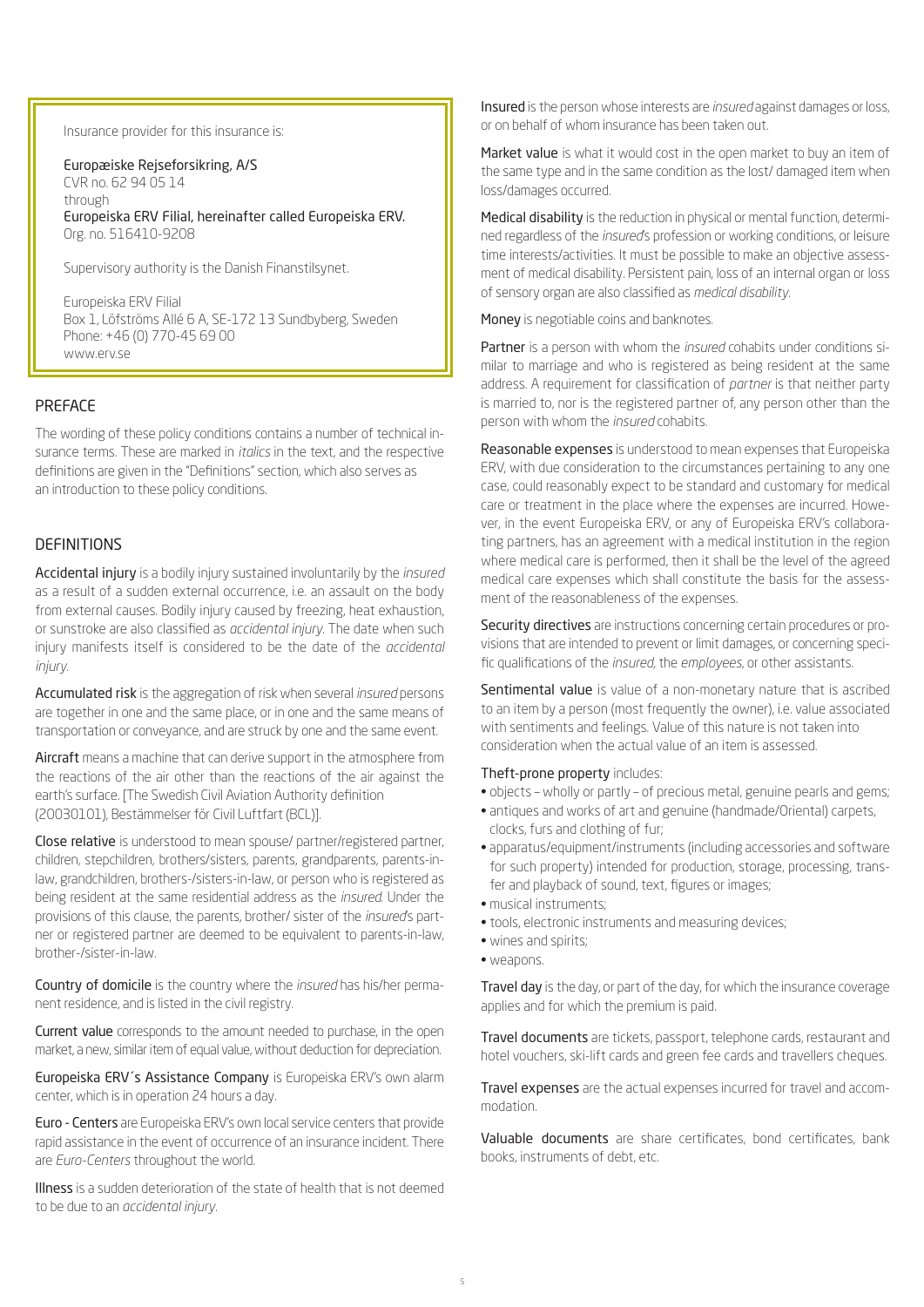Insurance provider for this insurance is:

**Europæiske Rejseforsikring, A/S**
CVR no. 62 94 05 14
through
**Europeiska ERV Filial, hereinafter called Europeiska ERV.**
Org. no. 516410-9208

Supervisory authority is the Danish Finanstilsynet.

Europeiska ERV Filial
Box 1, Löfströms Allé 6 A, SE-172 13 Sundbyberg, Sweden
Phone: +46 (0) 770-45 69 00
www.erv.se

## PREFACE

The wording of these policy conditions contains a number of technical insurance terms. These are marked in *italics* in the text, and the respective definitions are given in the "Definitions" section, which also serves as an introduction to these policy conditions.

## DEFINITIONS

**Accidental injury** is a bodily injury sustained involuntarily by the *insured* as a result of a sudden external occurrence, i.e. an assault on the body from external causes. Bodily injury caused by freezing, heat exhaustion, or sunstroke are also classified as *accidental injury*. The date when such injury manifests itself is considered to be the date of the *accidental injury*.

**Accumulated risk** is the aggregation of risk when several *insured* persons are together in one and the same place, or in one and the same means of transportation or conveyance, and are struck by one and the same event.

**Aircraft** means a machine that can derive support in the atmosphere from the reactions of the air other than the reactions of the air against the earth's surface. [The Swedish Civil Aviation Authority definition (20030101), Bestämmelser för Civil Luftfart (BCL)].

**Close relative** is understood to mean spouse/ partner/registered partner, children, stepchildren, brothers/sisters, parents, grandparents, parents-in-law, grandchildren, brothers-/sisters-in-law, or person who is registered as being resident at the same residential address as the *insured*. Under the provisions of this clause, the parents, brother/ sister of the *insured*'s partner or registered partner are deemed to be equivalent to parents-in-law, brother-/sister-in-law.

**Country of domicile** is the country where the *insured* has his/her permanent residence, and is listed in the civil registry.

**Current value** corresponds to the amount needed to purchase, in the open market, a new, similar item of equal value, without deduction for depreciation.

**Europeiska ERV´s Assistance Company** is Europeiska ERV's own alarm center, which is in operation 24 hours a day.

**Euro - Centers** are Europeiska ERV's own local service centers that provide rapid assistance in the event of occurrence of an insurance incident. There are *Euro-Centers* throughout the world.

**Illness** is a sudden deterioration of the state of health that is not deemed to be due to an *accidental injury*.

**Insured** is the person whose interests are *insured* against damages or loss, or on behalf of whom insurance has been taken out.

**Market value** is what it would cost in the open market to buy an item of the same type and in the same condition as the lost/ damaged item when loss/damages occurred.

**Medical disability** is the reduction in physical or mental function, determined regardless of the *insured*'s profession or working conditions, or leisure time interests/activities. It must be possible to make an objective assessment of medical disability. Persistent pain, loss of an internal organ or loss of sensory organ are also classified as *medical disability*.

**Money** is negotiable coins and banknotes.

**Partner** is a person with whom the *insured* cohabits under conditions similar to marriage and who is registered as being resident at the same address. A requirement for classification of *partner* is that neither party is married to, nor is the registered partner of, any person other than the person with whom the *insured* cohabits.

**Reasonable expenses** is understood to mean expenses that Europeiska ERV, with due consideration to the circumstances pertaining to any one case, could reasonably expect to be standard and customary for medical care or treatment in the place where the expenses are incurred. However, in the event Europeiska ERV, or any of Europeiska ERV's collaborating partners, has an agreement with a medical institution in the region where medical care is performed, then it shall be the level of the agreed medical care expenses which shall constitute the basis for the assessment of the reasonableness of the expenses.

**Security directives** are instructions concerning certain procedures or provisions that are intended to prevent or limit damages, or concerning specific qualifications of the *insured*, the *employees*, or other assistants.

**Sentimental value** is value of a non-monetary nature that is ascribed to an item by a person (most frequently the owner), i.e. value associated with sentiments and feelings. Value of this nature is not taken into consideration when the actual value of an item is assessed.

**Theft-prone property** includes:

- objects – wholly or partly – of precious metal, genuine pearls and gems;
- antiques and works of art and genuine (handmade/Oriental) carpets, clocks, furs and clothing of fur;
- apparatus/equipment/instruments (including accessories and software for such property) intended for production, storage, processing, transfer and playback of sound, text, figures or images;
- musical instruments;
- tools, electronic instruments and measuring devices;
- wines and spirits;
- weapons.

**Travel day** is the day, or part of the day, for which the insurance coverage applies and for which the premium is paid.

**Travel documents** are tickets, passport, telephone cards, restaurant and hotel vouchers, ski-lift cards and green fee cards and travellers cheques.

**Travel expenses** are the actual expenses incurred for travel and accommodation.

**Valuable documents** are share certificates, bond certificates, bank books, instruments of debt, etc.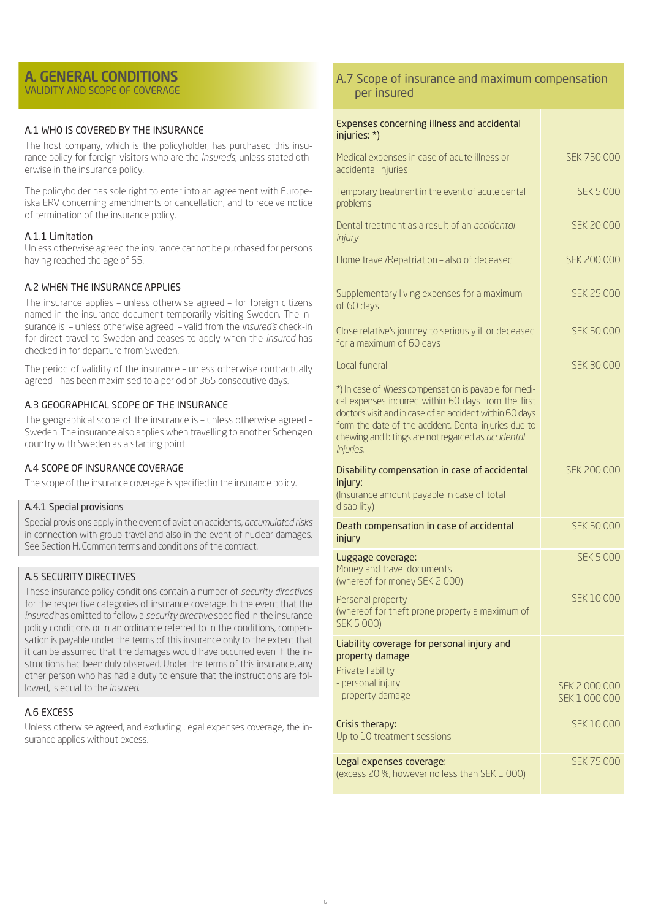# A. GENERAL CONDITIONS

VALIDITY AND SCOPE OF COVERAGE

### A.1 WHO IS COVERED BY THE INSURANCE

The host company, which is the policyholder, has purchased this insurance policy for foreign visitors who are the *insureds*, unless stated otherwise in the insurance policy.

The policyholder has sole right to enter into an agreement with Europeiska ERV concerning amendments or cancellation, and to receive notice of termination of the insurance policy.

#### A.1.1 Limitation

Unless otherwise agreed the insurance cannot be purchased for persons having reached the age of 65.

### A.2 WHEN THE INSURANCE APPLIES

The insurance applies – unless otherwise agreed – for foreign citizens named in the insurance document temporarily visiting Sweden. The insurance is – unless otherwise agreed – valid from the *insured's* check-in for direct travel to Sweden and ceases to apply when the *insured* has checked in for departure from Sweden.

The period of validity of the insurance – unless otherwise contractually agreed – has been maximised to a period of 365 consecutive days.

### A.3 GEOGRAPHICAL SCOPE OF THE INSURANCE

The geographical scope of the insurance is – unless otherwise agreed – Sweden. The insurance also applies when travelling to another Schengen country with Sweden as a starting point.

### A.4 SCOPE OF INSURANCE COVERAGE

The scope of the insurance coverage is specified in the insurance policy.

#### A.4.1 Special provisions

Special provisions apply in the event of aviation accidents, *accumulated risks* in connection with group travel and also in the event of nuclear damages. See Section H. Common terms and conditions of the contract.

### A.5 SECURITY DIRECTIVES

These insurance policy conditions contain a number of *security directives* for the respective categories of insurance coverage. In the event that the *insured* has omitted to follow a *security directive* specified in the insurance policy conditions or in an ordinance referred to in the conditions, compensation is payable under the terms of this insurance only to the extent that it can be assumed that the damages would have occurred even if the instructions had been duly observed. Under the terms of this insurance, any other person who has had a duty to ensure that the instructions are followed, is equal to the *insured*.

### A.6 EXCESS

Unless otherwise agreed, and excluding Legal expenses coverage, the insurance applies without excess.

### A.7 Scope of insurance and maximum compensation per insured

| Coverage | Maximum compensation |
|---|---|
| **Expenses concerning illness and accidental injuries: \*)** | |
| Medical expenses in case of acute illness or accidental injuries | SEK 750 000 |
| Temporary treatment in the event of acute dental problems | SEK 5 000 |
| Dental treatment as a result of an *accidental injury* | SEK 20 000 |
| Home travel/Repatriation – also of deceased | SEK 200 000 |
| Supplementary living expenses for a maximum of 60 days | SEK 25 000 |
| Close relative's journey to seriously ill or deceased for a maximum of 60 days | SEK 50 000 |
| Local funeral | SEK 30 000 |
| \*) In case of *illness* compensation is payable for medical expenses incurred within 60 days from the first doctor's visit and in case of an accident within 60 days form the date of the accident. Dental injuries due to chewing and bitings are not regarded as *accidental injuries*. | |
| **Disability compensation in case of accidental injury:** (Insurance amount payable in case of total disability) | SEK 200 000 |
| **Death compensation in case of accidental injury** | SEK 50 000 |
| **Luggage coverage:** Money and travel documents (whereof for money SEK 2 000) | SEK 5 000 |
| Personal property (whereof for theft prone property a maximum of SEK 5 000) | SEK 10 000 |
| **Liability coverage for personal injury and property damage** | |
| Private liability | |
| - personal injury | SEK 2 000 000 |
| - property damage | SEK 1 000 000 |
| **Crisis therapy:** Up to 10 treatment sessions | SEK 10 000 |
| **Legal expenses coverage:** (excess 20 %, however no less than SEK 1 000) | SEK 75 000 |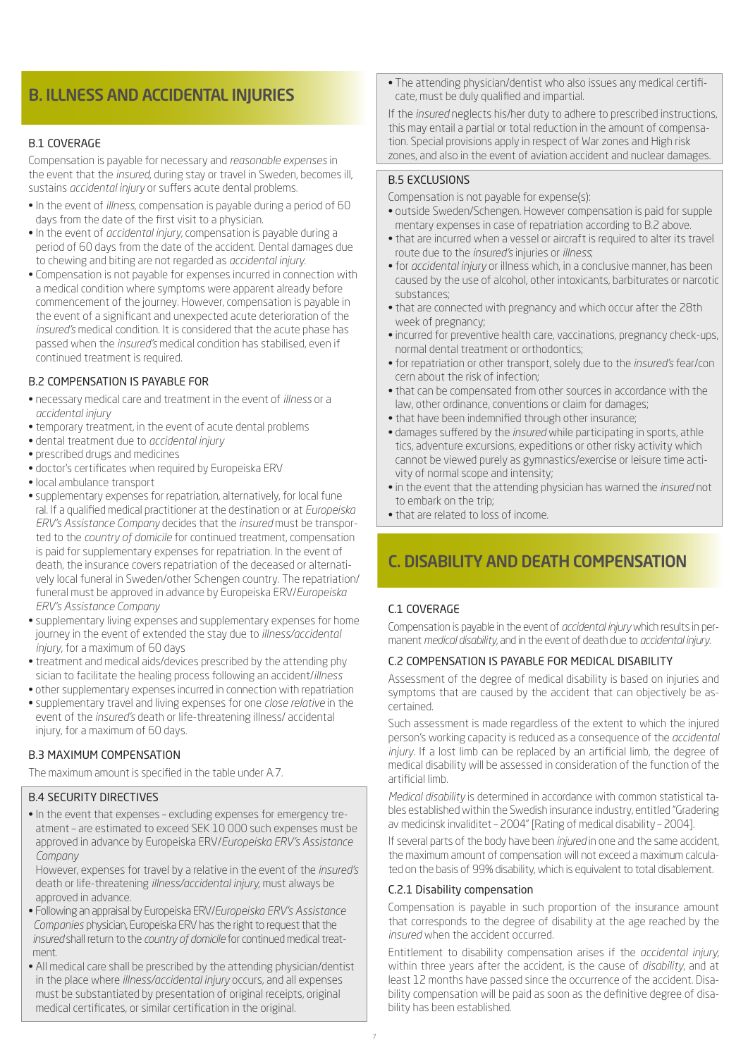## B. ILLNESS AND ACCIDENTAL INJURIES

### B.1 COVERAGE

Compensation is payable for necessary and *reasonable expenses* in the event that the *insured*, during stay or travel in Sweden, becomes ill, sustains *accidental injury* or suffers acute dental problems.

- In the event of *illness*, compensation is payable during a period of 60 days from the date of the first visit to a physician.
- In the event of *accidental injury*, compensation is payable during a period of 60 days from the date of the accident. Dental damages due to chewing and biting are not regarded as *accidental injury*.
- Compensation is not payable for expenses incurred in connection with a medical condition where symptoms were apparent already before commencement of the journey. However, compensation is payable in the event of a significant and unexpected acute deterioration of the *insured's* medical condition. It is considered that the acute phase has passed when the *insured's* medical condition has stabilised, even if continued treatment is required.

### B.2 COMPENSATION IS PAYABLE FOR

- necessary medical care and treatment in the event of *illness* or a *accidental injury*
- temporary treatment, in the event of acute dental problems
- dental treatment due to *accidental injury*
- prescribed drugs and medicines
- doctor's certificates when required by Europeiska ERV
- local ambulance transport
- supplementary expenses for repatriation, alternatively, for local funeral. If a qualified medical practitioner at the destination or at *Europeiska ERV's Assistance Company* decides that the *insured* must be transported to the *country of domicile* for continued treatment, compensation is paid for supplementary expenses for repatriation. In the event of death, the insurance covers repatriation of the deceased or alternatively local funeral in Sweden/other Schengen country. The repatriation/funeral must be approved in advance by Europeiska ERV/*Europeiska ERV's Assistance Company*
- supplementary living expenses and supplementary expenses for home journey in the event of extended the stay due to *illness/accidental injury*, for a maximum of 60 days
- treatment and medical aids/devices prescribed by the attending physician to facilitate the healing process following an accident/*illness*
- other supplementary expenses incurred in connection with repatriation
- supplementary travel and living expenses for one *close relative* in the event of the *insured's* death or life-threatening illness/ accidental injury, for a maximum of 60 days.

### B.3 MAXIMUM COMPENSATION

The maximum amount is specified in the table under A.7.

### B.4 SECURITY DIRECTIVES

- In the event that expenses – excluding expenses for emergency treatment – are estimated to exceed SEK 10 000 such expenses must be approved in advance by Europeiska ERV/*Europeiska ERV's Assistance Company*

  However, expenses for travel by a relative in the event of the *insured's* death or life-threatening *illness/accidental injury*, must always be approved in advance.
- Following an appraisal by Europeiska ERV/*Europeiska ERV's Assistance Companies* physician, Europeiska ERV has the right to request that the *insured* shall return to the *country of domicile* for continued medical treatment.
- All medical care shall be prescribed by the attending physician/dentist in the place where *illness/accidental injury* occurs, and all expenses must be substantiated by presentation of original receipts, original medical certificates, or similar certification in the original.
- The attending physician/dentist who also issues any medical certificate, must be duly qualified and impartial.

If the *insured* neglects his/her duty to adhere to prescribed instructions, this may entail a partial or total reduction in the amount of compensation. Special provisions apply in respect of War zones and High risk zones, and also in the event of aviation accident and nuclear damages.

### B.5 EXCLUSIONS

Compensation is not payable for expense(s):

- outside Sweden/Schengen. However compensation is paid for supplementary expenses in case of repatriation according to B.2 above.
- that are incurred when a vessel or aircraft is required to alter its travel route due to the *insured's* injuries or *illness*;
- for *accidental injury* or illness which, in a conclusive manner, has been caused by the use of alcohol, other intoxicants, barbiturates or narcotic substances;
- that are connected with pregnancy and which occur after the 28th week of pregnancy;
- incurred for preventive health care, vaccinations, pregnancy check-ups, normal dental treatment or orthodontics;
- for repatriation or other transport, solely due to the *insured's* fear/concern about the risk of infection;
- that can be compensated from other sources in accordance with the law, other ordinance, conventions or claim for damages;
- that have been indemnified through other insurance;
- damages suffered by the *insured* while participating in sports, athletics, adventure excursions, expeditions or other risky activity which cannot be viewed purely as gymnastics/exercise or leisure time activity of normal scope and intensity;
- in the event that the attending physician has warned the *insured* not to embark on the trip;
- that are related to loss of income.

## C. DISABILITY AND DEATH COMPENSATION

### C.1 COVERAGE

Compensation is payable in the event of *accidental injury* which results in permanent *medical disability*, and in the event of death due to *accidental injury*.

### C.2 COMPENSATION IS PAYABLE FOR MEDICAL DISABILITY

Assessment of the degree of medical disability is based on injuries and symptoms that are caused by the accident that can objectively be ascertained.

Such assessment is made regardless of the extent to which the injured person's working capacity is reduced as a consequence of the *accidental injury*. If a lost limb can be replaced by an artificial limb, the degree of medical disability will be assessed in consideration of the function of the artificial limb.

*Medical disability* is determined in accordance with common statistical tables established within the Swedish insurance industry, entitled "Gradering av medicinsk invaliditet – 2004" [Rating of medical disability – 2004].

If several parts of the body have been *injured* in one and the same accident, the maximum amount of compensation will not exceed a maximum calculated on the basis of 99% disability, which is equivalent to total disablement.

#### C.2.1 Disability compensation

Compensation is payable in such proportion of the insurance amount that corresponds to the degree of disability at the age reached by the *insured* when the accident occurred.

Entitlement to disability compensation arises if the *accidental injury*, within three years after the accident, is the cause of *disability*, and at least 12 months have passed since the occurrence of the accident. Disability compensation will be paid as soon as the definitive degree of disability has been established.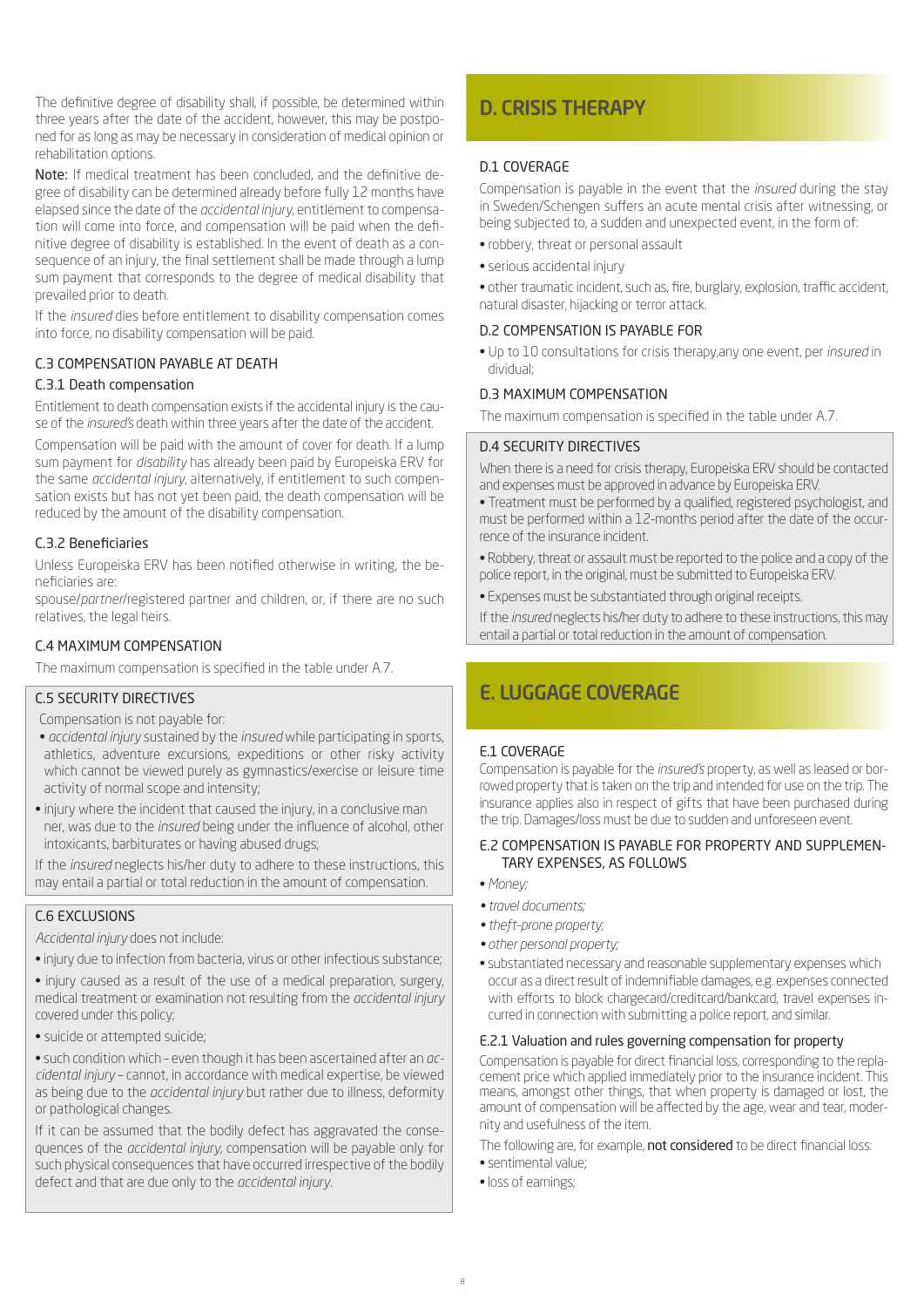The definitive degree of disability shall, if possible, be determined within three years after the date of the accident, however, this may be postponed for as long as may be necessary in consideration of medical opinion or rehabilitation options.

**Note:** If medical treatment has been concluded, and the definitive degree of disability can be determined already before fully 12 months have elapsed since the date of the *accidental injury*, entitlement to compensation will come into force, and compensation will be paid when the definitive degree of disability is established. In the event of death as a consequence of an injury, the final settlement shall be made through a lump sum payment that corresponds to the degree of medical disability that prevailed prior to death.

If the *insured* dies before entitlement to disability compensation comes into force, no disability compensation will be paid.

### C.3 COMPENSATION PAYABLE AT DEATH

#### C.3.1 Death compensation

Entitlement to death compensation exists if the accidental injury is the cause of the *insured's* death within three years after the date of the accident.

Compensation will be paid with the amount of cover for death. If a lump sum payment for *disability* has already been paid by Europeiska ERV for the same *accidental injury*, alternatively, if entitlement to such compensation exists but has not yet been paid, the death compensation will be reduced by the amount of the disability compensation.

#### C.3.2 Beneficiaries

Unless Europeiska ERV has been notified otherwise in writing, the beneficiaries are:
spouse/*partner*/registered partner and children, or, if there are no such relatives, the legal heirs.

### C.4 MAXIMUM COMPENSATION

The maximum compensation is specified in the table under A.7.

### C.5 SECURITY DIRECTIVES

Compensation is not payable for:

- *accidental injury* sustained by the *insured* while participating in sports, athletics, adventure excursions, expeditions or other risky activity which cannot be viewed purely as gymnastics/exercise or leisure time activity of normal scope and intensity;
- injury where the incident that caused the injury, in a conclusive manner, was due to the *insured* being under the influence of alcohol, other intoxicants, barbiturates or having abused drugs;

If the *insured* neglects his/her duty to adhere to these instructions, this may entail a partial or total reduction in the amount of compensation.

### C.6 EXCLUSIONS

*Accidental injury* does not include:

- injury due to infection from bacteria, virus or other infectious substance;
- injury caused as a result of the use of a medical preparation, surgery, medical treatment or examination not resulting from the *accidental injury* covered under this policy;
- suicide or attempted suicide;
- such condition which – even though it has been ascertained after an *accidental injury* – cannot, in accordance with medical expertise, be viewed as being due to the *accidental injury* but rather due to illness, deformity or pathological changes.

If it can be assumed that the bodily defect has aggravated the consequences of the *accidental injury*, compensation will be payable only for such physical consequences that have occurred irrespective of the bodily defect and that are due only to the *accidental injury*.

## D. CRISIS THERAPY

### D.1 COVERAGE

Compensation is payable in the event that the *insured* during the stay in Sweden/Schengen suffers an acute mental crisis after witnessing, or being subjected to, a sudden and unexpected event, in the form of:

- robbery, threat or personal assault
- serious accidental injury
- other traumatic incident, such as, fire, burglary, explosion, traffic accident, natural disaster, hijacking or terror attack.

### D.2 COMPENSATION IS PAYABLE FOR

- Up to 10 consultations for crisis therapy,any one event, per *insured* individual;

### D.3 MAXIMUM COMPENSATION

The maximum compensation is specified in the table under A.7.

### D.4 SECURITY DIRECTIVES

When there is a need for crisis therapy, Europeiska ERV should be contacted and expenses must be approved in advance by Europeiska ERV.

- Treatment must be performed by a qualified, registered psychologist, and must be performed within a 12-months period after the date of the occurrence of the insurance incident.
- Robbery, threat or assault must be reported to the police and a copy of the police report, in the original, must be submitted to Europeiska ERV.
- Expenses must be substantiated through original receipts.

If the *insured* neglects his/her duty to adhere to these instructions, this may entail a partial or total reduction in the amount of compensation.

## E. LUGGAGE COVERAGE

### E.1 COVERAGE

Compensation is payable for the *insured's* property, as well as leased or borrowed property that is taken on the trip and intended for use on the trip. The insurance applies also in respect of gifts that have been purchased during the trip. Damages/loss must be due to sudden and unforeseen event.

### E.2 COMPENSATION IS PAYABLE FOR PROPERTY AND SUPPLEMENTARY EXPENSES, AS FOLLOWS

- *Money;*
- *travel documents;*
- *theft-prone property;*
- *other personal property;*
- substantiated necessary and reasonable supplementary expenses which occur as a direct result of indemnifiable damages, e.g. expenses connected with efforts to block chargecard/creditcard/bankcard, travel expenses incurred in connection with submitting a police report, and similar.

#### E.2.1 Valuation and rules governing compensation for property

Compensation is payable for direct financial loss, corresponding to the replacement price which applied immediately prior to the insurance incident. This means, amongst other things, that when property is damaged or lost, the amount of compensation will be affected by the age, wear and tear, modernity and usefulness of the item.

The following are, for example, **not considered** to be direct financial loss:

- sentimental value;
- loss of earnings;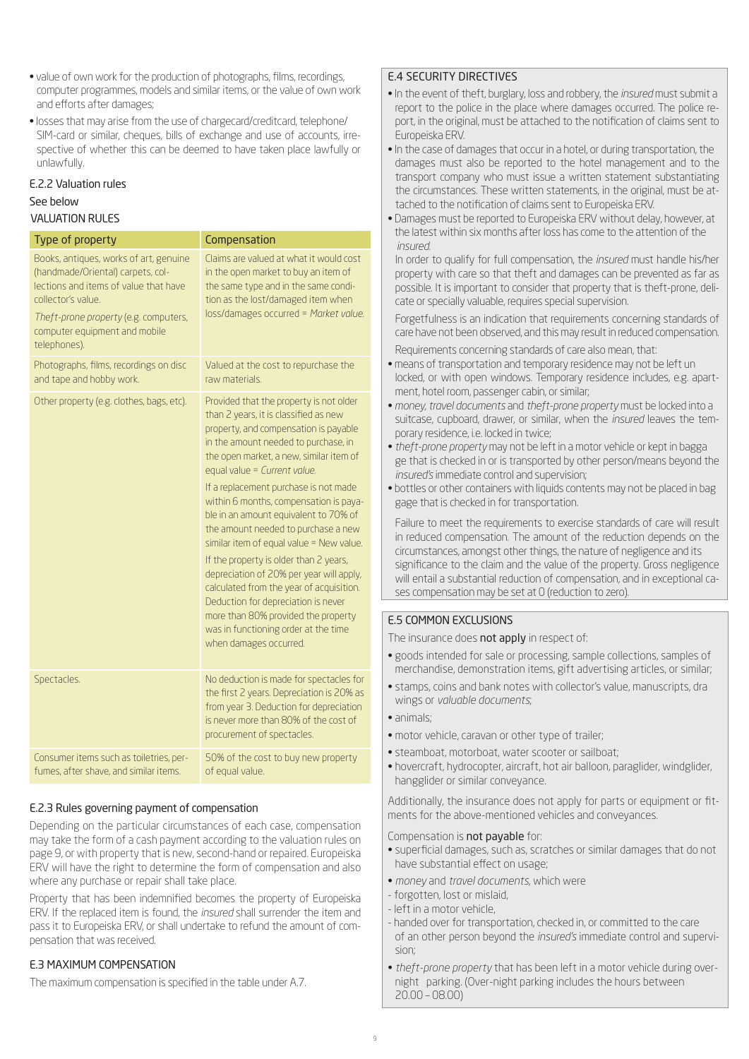- value of own work for the production of photographs, films, recordings, computer programmes, models and similar items, or the value of own work and efforts after damages;
- losses that may arise from the use of chargecard/creditcard, telephone/ SIM-card or similar, cheques, bills of exchange and use of accounts, irrespective of whether this can be deemed to have taken place lawfully or unlawfully.

### E.2.2 Valuation rules

See below

VALUATION RULES

| Type of property | Compensation |
|---|---|
| Books, antiques, works of art, genuine (handmade/Oriental) carpets, collections and items of value that have collector's value. *Theft-prone property* (e.g. computers, computer equipment and mobile telephones). | Claims are valued at what it would cost in the open market to buy an item of the same type and in the same condition as the lost/damaged item when loss/damages occurred = *Market value.* |
| Photographs, films, recordings on disc and tape and hobby work. | Valued at the cost to repurchase the raw materials. |
| Other property (e.g. clothes, bags, etc). | Provided that the property is not older than 2 years, it is classified as new property, and compensation is payable in the amount needed to purchase, in the open market, a new, similar item of equal value = *Current value.* If a replacement purchase is not made within 6 months, compensation is payable in an amount equivalent to 70% of the amount needed to purchase a new similar item of equal value = New value. If the property is older than 2 years, depreciation of 20% per year will apply, calculated from the year of acquisition. Deduction for depreciation is never more than 80% provided the property was in functioning order at the time when damages occurred. |
| Spectacles. | No deduction is made for spectacles for the first 2 years. Depreciation is 20% as from year 3. Deduction for depreciation is never more than 80% of the cost of procurement of spectacles. |
| Consumer items such as toiletries, perfumes, after shave, and similar items. | 50% of the cost to buy new property of equal value. |

### E.2.3 Rules governing payment of compensation

Depending on the particular circumstances of each case, compensation may take the form of a cash payment according to the valuation rules on page 9, or with property that is new, second-hand or repaired. Europeiska ERV will have the right to determine the form of compensation and also where any purchase or repair shall take place.

Property that has been indemnified becomes the property of Europeiska ERV. If the replaced item is found, the *insured* shall surrender the item and pass it to Europeiska ERV, or shall undertake to refund the amount of compensation that was received.

## E.3 MAXIMUM COMPENSATION

The maximum compensation is specified in the table under A.7.

## E.4 SECURITY DIRECTIVES

- In the event of theft, burglary, loss and robbery, the *insured* must submit a report to the police in the place where damages occurred. The police report, in the original, must be attached to the notification of claims sent to Europeiska ERV.
- In the case of damages that occur in a hotel, or during transportation, the damages must also be reported to the hotel management and to the transport company who must issue a written statement substantiating the circumstances. These written statements, in the original, must be attached to the notification of claims sent to Europeiska ERV.
- Damages must be reported to Europeiska ERV without delay, however, at the latest within six months after loss has come to the attention of the *insured.*

In order to qualify for full compensation, the *insured* must handle his/her property with care so that theft and damages can be prevented as far as possible. It is important to consider that property that is theft-prone, delicate or specially valuable, requires special supervision.

Forgetfulness is an indication that requirements concerning standards of care have not been observed, and this may result in reduced compensation.

Requirements concerning standards of care also mean, that:

- means of transportation and temporary residence may not be left un locked, or with open windows. Temporary residence includes, e.g. apartment, hotel room, passenger cabin, or similar;
- *money, travel documents* and *theft-prone property* must be locked into a suitcase, cupboard, drawer, or similar, when the *insured* leaves the temporary residence, i.e. locked in twice;
- *theft-prone property* may not be left in a motor vehicle or kept in bagga ge that is checked in or is transported by other person/means beyond the *insured's* immediate control and supervision;
- bottles or other containers with liquids contents may not be placed in bag gage that is checked in for transportation.

Failure to meet the requirements to exercise standards of care will result in reduced compensation. The amount of the reduction depends on the circumstances, amongst other things, the nature of negligence and its significance to the claim and the value of the property. Gross negligence will entail a substantial reduction of compensation, and in exceptional cases compensation may be set at 0 (reduction to zero).

## E.5 COMMON EXCLUSIONS

The insurance does **not apply** in respect of:

- goods intended for sale or processing, sample collections, samples of merchandise, demonstration items, gift advertising articles, or similar;
- stamps, coins and bank notes with collector's value, manuscripts, dra wings or *valuable documents*;
- animals;
- motor vehicle, caravan or other type of trailer;
- steamboat, motorboat, water scooter or sailboat;
- hovercraft, hydrocopter, aircraft, hot air balloon, paraglider, windglider, hangglider or similar conveyance.

Additionally, the insurance does not apply for parts or equipment or fitments for the above-mentioned vehicles and conveyances.

Compensation is **not payable** for:

- superficial damages, such as, scratches or similar damages that do not have substantial effect on usage;
- *money* and *travel documents*, which were
  - forgotten, lost or mislaid,
  - left in a motor vehicle,
  - handed over for transportation, checked in, or committed to the care of an other person beyond the *insured's* immediate control and supervision;
- *theft-prone property* that has been left in a motor vehicle during overnight parking. (Over-night parking includes the hours between 20.00 – 08.00)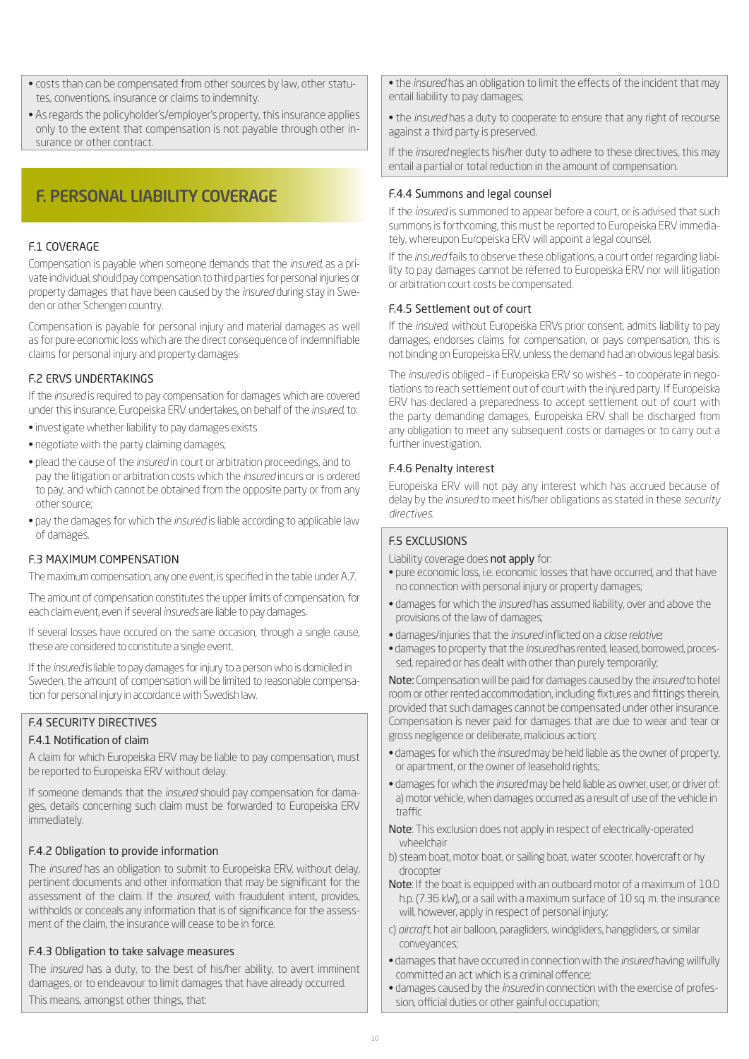- costs than can be compensated from other sources by law, other statutes, conventions, insurance or claims to indemnity.
- As regards the policyholder's/employer's property, this insurance applies only to the extent that compensation is not payable through other insurance or other contract.

# F. PERSONAL LIABILITY COVERAGE

## F.1 COVERAGE

Compensation is payable when someone demands that the *insured*, as a private individual, should pay compensation to third parties for personal injuries or property damages that have been caused by the *insured* during stay in Sweden or other Schengen country.

Compensation is payable for personal injury and material damages as well as for pure economic loss which are the direct consequence of indemnifiable claims for personal injury and property damages.

## F.2 ERVS UNDERTAKINGS

If the *insured* is required to pay compensation for damages which are covered under this insurance, Europeiska ERV undertakes, on behalf of the *insured*, to:

- investigate whether liability to pay damages exists
- negotiate with the party claiming damages;
- plead the cause of the *insured* in court or arbitration proceedings, and to pay the litigation or arbitration costs which the *insured* incurs or is ordered to pay, and which cannot be obtained from the opposite party or from any other source;
- pay the damages for which the *insured* is liable according to applicable law of damages.

## F.3 MAXIMUM COMPENSATION

The maximum compensation, any one event, is specified in the table under A.7.

The amount of compensation constitutes the upper limits of compensation, for each claim event, even if several *insureds* are liable to pay damages.

If several losses have occured on the same occasion, through a single cause, these are considered to constitute a single event.

If the *insured* is liable to pay damages for injury to a person who is domiciled in Sweden, the amount of compensation will be limited to reasonable compensation for personal injury in accordance with Swedish law.

## F.4 SECURITY DIRECTIVES

### F.4.1 Notification of claim

A claim for which Europeiska ERV may be liable to pay compensation, must be reported to Europeiska ERV without delay.

If someone demands that the *insured* should pay compensation for damages, details concerning such claim must be forwarded to Europeiska ERV immediately.

### F.4.2 Obligation to provide information

The *insured* has an obligation to submit to Europeiska ERV, without delay, pertinent documents and other information that may be significant for the assessment of the claim. If the *insured*, with fraudulent intent, provides, withholds or conceals any information that is of significance for the assessment of the claim, the insurance will cease to be in force.

### F.4.3 Obligation to take salvage measures

The *insured* has a duty, to the best of his/her ability, to avert imminent damages, or to endeavour to limit damages that have already occurred.

This means, amongst other things, that:

- the *insured* has an obligation to limit the effects of the incident that may entail liability to pay damages;
- the *insured* has a duty to cooperate to ensure that any right of recourse against a third party is preserved.

If the *insured* neglects his/her duty to adhere to these directives, this may entail a partial or total reduction in the amount of compensation.

### F.4.4 Summons and legal counsel

If the *insured* is summoned to appear before a court, or is advised that such summons is forthcoming, this must be reported to Europeiska ERV immediately, whereupon Europeiska ERV will appoint a legal counsel.

If the *insured* fails to observe these obligations, a court order regarding liability to pay damages cannot be referred to Europeiska ERV nor will litigation or arbitration court costs be compensated.

### F.4.5 Settlement out of court

If the *insured*, without Europeiska ERVs prior consent, admits liability to pay damages, endorses claims for compensation, or pays compensation, this is not binding on Europeiska ERV, unless the demand had an obvious legal basis.

The *insured* is obliged – if Europeiska ERV so wishes – to cooperate in negotiations to reach settlement out of court with the injured party. If Europeiska ERV has declared a preparedness to accept settlement out of court with the party demanding damages, Europeiska ERV shall be discharged from any obligation to meet any subsequent costs or damages or to carry out a further investigation.

### F.4.6 Penalty interest

Europeiska ERV will not pay any interest which has accrued because of delay by the *insured* to meet his/her obligations as stated in these *security directives*.

## F.5 EXCLUSIONS

Liability coverage does **not apply** for:

- pure economic loss, i.e. economic losses that have occurred, and that have no connection with personal injury or property damages;
- damages for which the *insured* has assumed liability, over and above the provisions of the law of damages;
- damages/injuries that the *insured* inflicted on a *close relative*;
- damages to property that the *insured* has rented, leased, borrowed, processed, repaired or has dealt with other than purely temporarily;

**Note:** Compensation will be paid for damages caused by the *insured* to hotel room or other rented accommodation, including fixtures and fittings therein, provided that such damages cannot be compensated under other insurance. Compensation is never paid for damages that are due to wear and tear or gross negligence or deliberate, malicious action;

- damages for which the *insured* may be held liable as the owner of property, or apartment, or the owner of leasehold rights;
- damages for which the *insured* may be held liable as owner, user, or driver of:
  a) motor vehicle, when damages occurred as a result of use of the vehicle in traffic

  **Note**: This exclusion does not apply in respect of electrically-operated wheelchair

  b) steam boat, motor boat, or sailing boat, water scooter, hovercraft or hydrocopter

  **Note**: If the boat is equipped with an outboard motor of a maximum of 10.0 h.p. (7.36 kW), or a sail with a maximum surface of 10 sq. m. the insurance will, however, apply in respect of personal injury;

  c) *aircraft*, hot air balloon, paragliders, windgliders, hanggliders, or similar conveyances;
- damages that have occurred in connection with the *insured* having willfully committed an act which is a criminal offence;
- damages caused by the *insured* in connection with the exercise of profession, official duties or other gainful occupation;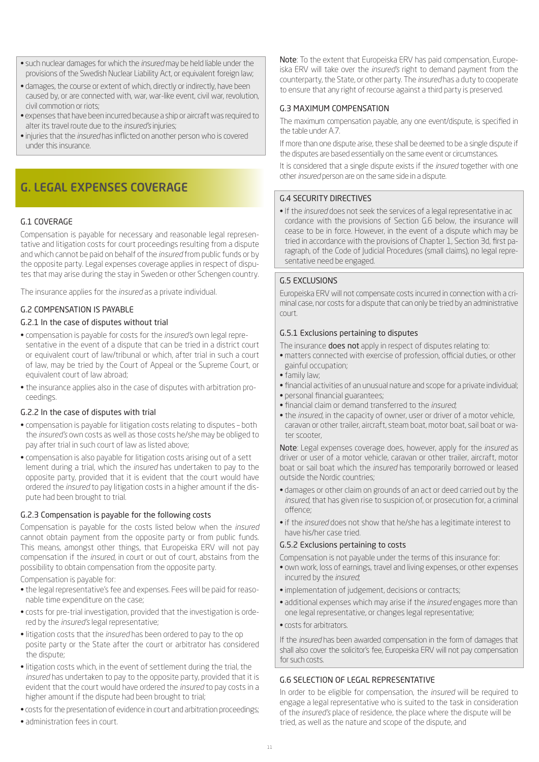- such nuclear damages for which the *insured* may be held liable under the provisions of the Swedish Nuclear Liability Act, or equivalent foreign law;
- damages, the course or extent of which, directly or indirectly, have been caused by, or are connected with, war, war-like event, civil war, revolution, civil commotion or riots;
- expenses that have been incurred because a ship or aircraft was required to alter its travel route due to the *insured's* injuries;
- injuries that the *insured* has inflicted on another person who is covered under this insurance.

## G. LEGAL EXPENSES COVERAGE

### G.1 COVERAGE

Compensation is payable for necessary and reasonable legal representative and litigation costs for court proceedings resulting from a dispute and which cannot be paid on behalf of the *insured* from public funds or by the opposite party. Legal expenses coverage applies in respect of disputes that may arise during the stay in Sweden or other Schengen country.

The insurance applies for the *insured* as a private individual.

### G.2 COMPENSATION IS PAYABLE

#### G.2.1 In the case of disputes without trial

- compensation is payable for costs for the *insured's* own legal representative in the event of a dispute that can be tried in a district court or equivalent court of law/tribunal or which, after trial in such a court of law, may be tried by the Court of Appeal or the Supreme Court, or equivalent court of law abroad;
- the insurance applies also in the case of disputes with arbitration proceedings.

#### G.2.2 In the case of disputes with trial

- compensation is payable for litigation costs relating to disputes – both the *insured's* own costs as well as those costs he/she may be obliged to pay after trial in such court of law as listed above;
- compensation is also payable for litigation costs arising out of a settlement during a trial, which the *insured* has undertaken to pay to the opposite party, provided that it is evident that the court would have ordered the *insured* to pay litigation costs in a higher amount if the dispute had been brought to trial.

#### G.2.3 Compensation is payable for the following costs

Compensation is payable for the costs listed below when the *insured* cannot obtain payment from the opposite party or from public funds. This means, amongst other things, that Europeiska ERV will not pay compensation if the *insured*, in court or out of court, abstains from the possibility to obtain compensation from the opposite party.

Compensation is payable for:

- the legal representative's fee and expenses. Fees will be paid for reasonable time expenditure on the case;
- costs for pre-trial investigation, provided that the investigation is ordered by the *insured's* legal representative;
- litigation costs that the *insured* has been ordered to pay to the opposite party or the State after the court or arbitrator has considered the dispute;
- litigation costs which, in the event of settlement during the trial, the *insured* has undertaken to pay to the opposite party, provided that it is evident that the court would have ordered the *insured* to pay costs in a higher amount if the dispute had been brought to trial;
- costs for the presentation of evidence in court and arbitration proceedings;
- administration fees in court.

**Note**: To the extent that Europeiska ERV has paid compensation, Europeiska ERV will take over the *insured's* right to demand payment from the counterparty, the State, or other party. The *insured* has a duty to cooperate to ensure that any right of recourse against a third party is preserved.

### G.3 MAXIMUM COMPENSATION

The maximum compensation payable, any one event/dispute, is specified in the table under A.7.

If more than one dispute arise, these shall be deemed to be a single dispute if the disputes are based essentially on the same event or circumstances.

It is considered that a single dispute exists if the *insured* together with one other *insured* person are on the same side in a dispute.

### G.4 SECURITY DIRECTIVES

- If the *insured* does not seek the services of a legal representative in accordance with the provisions of Section G.6 below, the insurance will cease to be in force. However, in the event of a dispute which may be tried in accordance with the provisions of Chapter 1, Section 3d, first paragraph, of the Code of Judicial Procedures (small claims), no legal representative need be engaged.

### G.5 EXCLUSIONS

Europeiska ERV will not compensate costs incurred in connection with a criminal case, nor costs for a dispute that can only be tried by an administrative court.

#### G.5.1 Exclusions pertaining to disputes

The insurance **does not** apply in respect of disputes relating to:

- matters connected with exercise of profession, official duties, or other gainful occupation;
- family law;
- financial activities of an unusual nature and scope for a private individual;
- personal financial guarantees;
- financial claim or demand transferred to the *insured*;
- the *insured*, in the capacity of owner, user or driver of a motor vehicle, caravan or other trailer, aircraft, steam boat, motor boat, sail boat or water scooter,

**Note**: Legal expenses coverage does, however, apply for the *insured* as driver or user of a motor vehicle, caravan or other trailer, aircraft, motor boat or sail boat which the *insured* has temporarily borrowed or leased outside the Nordic countries;

- damages or other claim on grounds of an act or deed carried out by the *insured*, that has given rise to suspicion of, or prosecution for, a criminal offence;
- if the *insured* does not show that he/she has a legitimate interest to have his/her case tried.

#### G.5.2 Exclusions pertaining to costs

Compensation is not payable under the terms of this insurance for:

- own work, loss of earnings, travel and living expenses, or other expenses incurred by the *insured*;
- implementation of judgement, decisions or contracts;
- additional expenses which may arise if the *insured* engages more than one legal representative, or changes legal representative;
- costs for arbitrators.

If the *insured* has been awarded compensation in the form of damages that shall also cover the solicitor's fee, Europeiska ERV will not pay compensation for such costs.

### G.6 SELECTION OF LEGAL REPRESENTATIVE

In order to be eligible for compensation, the *insured* will be required to engage a legal representative who is suited to the task in consideration of the *insured's* place of residence, the place where the dispute will be tried, as well as the nature and scope of the dispute, and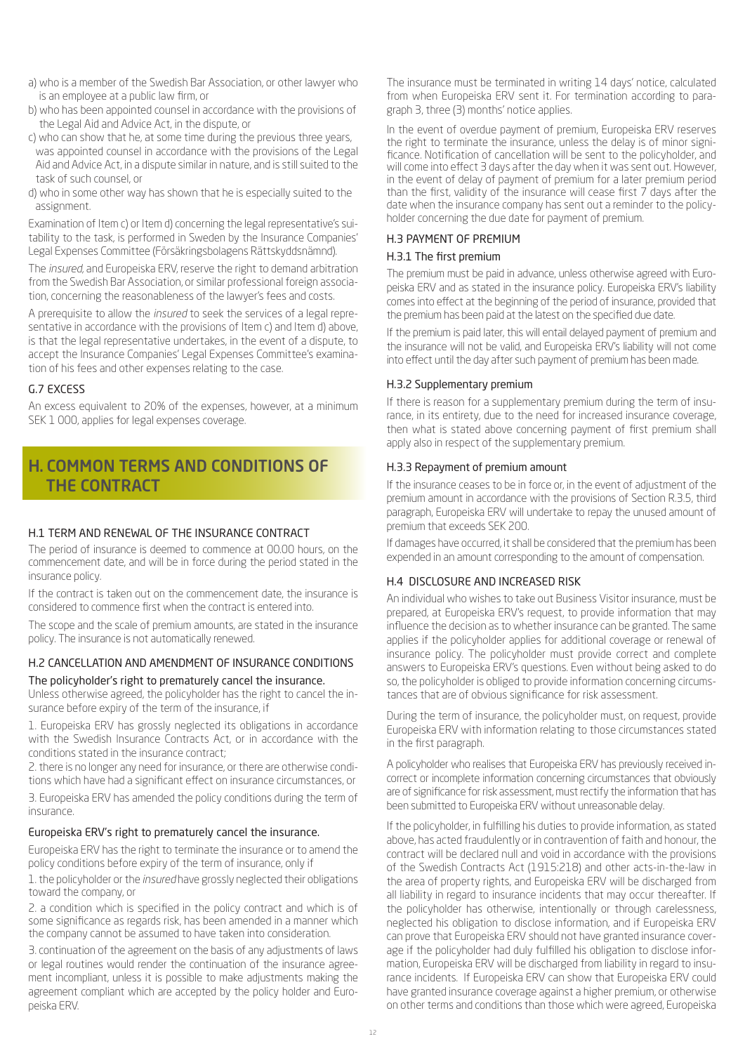a) who is a member of the Swedish Bar Association, or other lawyer who is an employee at a public law firm, or
b) who has been appointed counsel in accordance with the provisions of the Legal Aid and Advice Act, in the dispute, or
c) who can show that he, at some time during the previous three years, was appointed counsel in accordance with the provisions of the Legal Aid and Advice Act, in a dispute similar in nature, and is still suited to the task of such counsel, or
d) who in some other way has shown that he is especially suited to the assignment.

Examination of Item c) or Item d) concerning the legal representative's suitability to the task, is performed in Sweden by the Insurance Companies' Legal Expenses Committee (Försäkringsbolagens Rättskyddsnämnd).

The *insured*, and Europeiska ERV, reserve the right to demand arbitration from the Swedish Bar Association, or similar professional foreign association, concerning the reasonableness of the lawyer's fees and costs.

A prerequisite to allow the *insured* to seek the services of a legal representative in accordance with the provisions of Item c) and Item d) above, is that the legal representative undertakes, in the event of a dispute, to accept the Insurance Companies' Legal Expenses Committee's examination of his fees and other expenses relating to the case.

### G.7 EXCESS

An excess equivalent to 20% of the expenses, however, at a minimum SEK 1 000, applies for legal expenses coverage.

## H. COMMON TERMS AND CONDITIONS OF THE CONTRACT

### H.1 TERM AND RENEWAL OF THE INSURANCE CONTRACT

The period of insurance is deemed to commence at 00.00 hours, on the commencement date, and will be in force during the period stated in the insurance policy.

If the contract is taken out on the commencement date, the insurance is considered to commence first when the contract is entered into.

The scope and the scale of premium amounts, are stated in the insurance policy. The insurance is not automatically renewed.

### H.2 CANCELLATION AND AMENDMENT OF INSURANCE CONDITIONS

#### The policyholder's right to prematurely cancel the insurance.

Unless otherwise agreed, the policyholder has the right to cancel the insurance before expiry of the term of the insurance, if

1. Europeiska ERV has grossly neglected its obligations in accordance with the Swedish Insurance Contracts Act, or in accordance with the conditions stated in the insurance contract;
2. there is no longer any need for insurance, or there are otherwise conditions which have had a significant effect on insurance circumstances, or
3. Europeiska ERV has amended the policy conditions during the term of insurance.

#### Europeiska ERV's right to prematurely cancel the insurance.

Europeiska ERV has the right to terminate the insurance or to amend the policy conditions before expiry of the term of insurance, only if

1. the policyholder or the *insured* have grossly neglected their obligations toward the company, or
2. a condition which is specified in the policy contract and which is of some significance as regards risk, has been amended in a manner which the company cannot be assumed to have taken into consideration.
3. continuation of the agreement on the basis of any adjustments of laws or legal routines would render the continuation of the insurance agreement incompliant, unless it is possible to make adjustments making the agreement compliant which are accepted by the policy holder and Europeiska ERV.

The insurance must be terminated in writing 14 days' notice, calculated from when Europeiska ERV sent it. For termination according to paragraph 3, three (3) months' notice applies.

In the event of overdue payment of premium, Europeiska ERV reserves the right to terminate the insurance, unless the delay is of minor significance. Notification of cancellation will be sent to the policyholder, and will come into effect 3 days after the day when it was sent out. However, in the event of delay of payment of premium for a later premium period than the first, validity of the insurance will cease first 7 days after the date when the insurance company has sent out a reminder to the policyholder concerning the due date for payment of premium.

### H.3 PAYMENT OF PREMIUM

#### H.3.1 The first premium

The premium must be paid in advance, unless otherwise agreed with Europeiska ERV and as stated in the insurance policy. Europeiska ERV's liability comes into effect at the beginning of the period of insurance, provided that the premium has been paid at the latest on the specified due date.

If the premium is paid later, this will entail delayed payment of premium and the insurance will not be valid, and Europeiska ERV's liability will not come into effect until the day after such payment of premium has been made.

#### H.3.2 Supplementary premium

If there is reason for a supplementary premium during the term of insurance, in its entirety, due to the need for increased insurance coverage, then what is stated above concerning payment of first premium shall apply also in respect of the supplementary premium.

#### H.3.3 Repayment of premium amount

If the insurance ceases to be in force or, in the event of adjustment of the premium amount in accordance with the provisions of Section R.3.5, third paragraph, Europeiska ERV will undertake to repay the unused amount of premium that exceeds SEK 200.

If damages have occurred, it shall be considered that the premium has been expended in an amount corresponding to the amount of compensation.

### H.4 DISCLOSURE AND INCREASED RISK

An individual who wishes to take out Business Visitor insurance, must be prepared, at Europeiska ERV's request, to provide information that may influence the decision as to whether insurance can be granted. The same applies if the policyholder applies for additional coverage or renewal of insurance policy. The policyholder must provide correct and complete answers to Europeiska ERV's questions. Even without being asked to do so, the policyholder is obliged to provide information concerning circumstances that are of obvious significance for risk assessment.

During the term of insurance, the policyholder must, on request, provide Europeiska ERV with information relating to those circumstances stated in the first paragraph.

A policyholder who realises that Europeiska ERV has previously received incorrect or incomplete information concerning circumstances that obviously are of significance for risk assessment, must rectify the information that has been submitted to Europeiska ERV without unreasonable delay.

If the policyholder, in fulfilling his duties to provide information, as stated above, has acted fraudulently or in contravention of faith and honour, the contract will be declared null and void in accordance with the provisions of the Swedish Contracts Act (1915:218) and other acts-in-the-law in the area of property rights, and Europeiska ERV will be discharged from all liability in regard to insurance incidents that may occur thereafter. If the policyholder has otherwise, intentionally or through carelessness, neglected his obligation to disclose information, and if Europeiska ERV can prove that Europeiska ERV should not have granted insurance coverage if the policyholder had duly fulfilled his obligation to disclose information, Europeiska ERV will be discharged from liability in regard to insurance incidents. If Europeiska ERV can show that Europeiska ERV could have granted insurance coverage against a higher premium, or otherwise on other terms and conditions than those which were agreed, Europeiska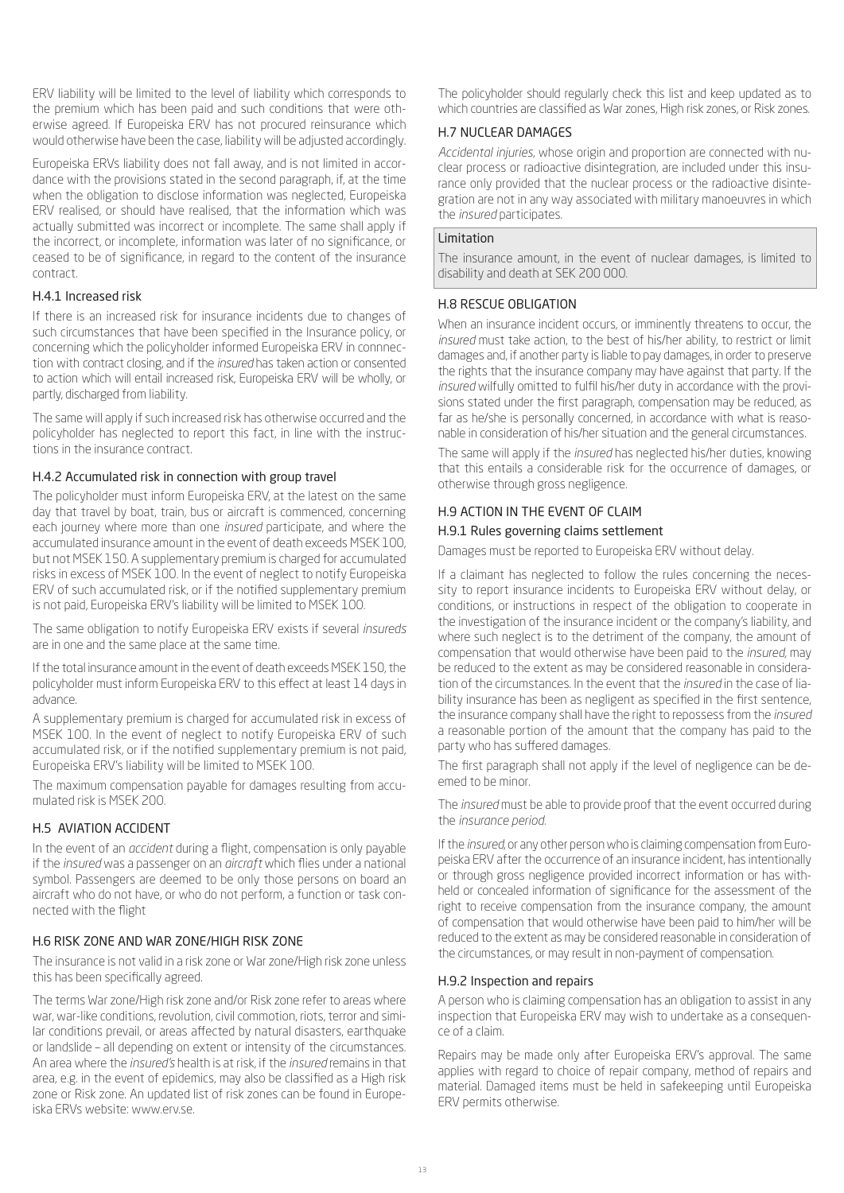ERV liability will be limited to the level of liability which corresponds to the premium which has been paid and such conditions that were otherwise agreed. If Europeiska ERV has not procured reinsurance which would otherwise have been the case, liability will be adjusted accordingly.

Europeiska ERVs liability does not fall away, and is not limited in accordance with the provisions stated in the second paragraph, if, at the time when the obligation to disclose information was neglected, Europeiska ERV realised, or should have realised, that the information which was actually submitted was incorrect or incomplete. The same shall apply if the incorrect, or incomplete, information was later of no significance, or ceased to be of significance, in regard to the content of the insurance contract.

### H.4.1 Increased risk

If there is an increased risk for insurance incidents due to changes of such circumstances that have been specified in the Insurance policy, or concerning which the policyholder informed Europeiska ERV in connnection with contract closing, and if the *insured* has taken action or consented to action which will entail increased risk, Europeiska ERV will be wholly, or partly, discharged from liability.

The same will apply if such increased risk has otherwise occurred and the policyholder has neglected to report this fact, in line with the instructions in the insurance contract.

### H.4.2 Accumulated risk in connection with group travel

The policyholder must inform Europeiska ERV, at the latest on the same day that travel by boat, train, bus or aircraft is commenced, concerning each journey where more than one *insured* participate, and where the accumulated insurance amount in the event of death exceeds MSEK 100, but not MSEK 150. A supplementary premium is charged for accumulated risks in excess of MSEK 100. In the event of neglect to notify Europeiska ERV of such accumulated risk, or if the notified supplementary premium is not paid, Europeiska ERV's liability will be limited to MSEK 100.

The same obligation to notify Europeiska ERV exists if several *insureds* are in one and the same place at the same time.

If the total insurance amount in the event of death exceeds MSEK 150, the policyholder must inform Europeiska ERV to this effect at least 14 days in advance.

A supplementary premium is charged for accumulated risk in excess of MSEK 100. In the event of neglect to notify Europeiska ERV of such accumulated risk, or if the notified supplementary premium is not paid, Europeiska ERV's liability will be limited to MSEK 100.

The maximum compensation payable for damages resulting from accumulated risk is MSEK 200.

## H.5 AVIATION ACCIDENT

In the event of an *accident* during a flight, compensation is only payable if the *insured* was a passenger on an *aircraft* which flies under a national symbol. Passengers are deemed to be only those persons on board an aircraft who do not have, or who do not perform, a function or task connected with the flight

## H.6 RISK ZONE AND WAR ZONE/HIGH RISK ZONE

The insurance is not valid in a risk zone or War zone/High risk zone unless this has been specifically agreed.

The terms War zone/High risk zone and/or Risk zone refer to areas where war, war-like conditions, revolution, civil commotion, riots, terror and similar conditions prevail, or areas affected by natural disasters, earthquake or landslide – all depending on extent or intensity of the circumstances. An area where the *insured's* health is at risk, if the *insured* remains in that area, e.g. in the event of epidemics, may also be classified as a High risk zone or Risk zone. An updated list of risk zones can be found in Europeiska ERVs website: www.erv.se.

The policyholder should regularly check this list and keep updated as to which countries are classified as War zones, High risk zones, or Risk zones.

## H.7 NUCLEAR DAMAGES

*Accidental injuries*, whose origin and proportion are connected with nuclear process or radioactive disintegration, are included under this insurance only provided that the nuclear process or the radioactive disintegration are not in any way associated with military manoeuvres in which the *insured* participates.

**Limitation**

The insurance amount, in the event of nuclear damages, is limited to disability and death at SEK 200 000.

## H.8 RESCUE OBLIGATION

When an insurance incident occurs, or imminently threatens to occur, the *insured* must take action, to the best of his/her ability, to restrict or limit damages and, if another party is liable to pay damages, in order to preserve the rights that the insurance company may have against that party. If the *insured* wilfully omitted to fulfil his/her duty in accordance with the provisions stated under the first paragraph, compensation may be reduced, as far as he/she is personally concerned, in accordance with what is reasonable in consideration of his/her situation and the general circumstances.

The same will apply if the *insured* has neglected his/her duties, knowing that this entails a considerable risk for the occurrence of damages, or otherwise through gross negligence.

## H.9 ACTION IN THE EVENT OF CLAIM

### H.9.1 Rules governing claims settlement

Damages must be reported to Europeiska ERV without delay.

If a claimant has neglected to follow the rules concerning the necessity to report insurance incidents to Europeiska ERV without delay, or conditions, or instructions in respect of the obligation to cooperate in the investigation of the insurance incident or the company's liability, and where such neglect is to the detriment of the company, the amount of compensation that would otherwise have been paid to the *insured*, may be reduced to the extent as may be considered reasonable in consideration of the circumstances. In the event that the *insured* in the case of liability insurance has been as negligent as specified in the first sentence, the insurance company shall have the right to repossess from the *insured* a reasonable portion of the amount that the company has paid to the party who has suffered damages.

The first paragraph shall not apply if the level of negligence can be deemed to be minor.

The *insured* must be able to provide proof that the event occurred during the *insurance period*.

If the *insured*, or any other person who is claiming compensation from Europeiska ERV after the occurrence of an insurance incident, has intentionally or through gross negligence provided incorrect information or has withheld or concealed information of significance for the assessment of the right to receive compensation from the insurance company, the amount of compensation that would otherwise have been paid to him/her will be reduced to the extent as may be considered reasonable in consideration of the circumstances, or may result in non-payment of compensation.

### H.9.2 Inspection and repairs

A person who is claiming compensation has an obligation to assist in any inspection that Europeiska ERV may wish to undertake as a consequence of a claim.

Repairs may be made only after Europeiska ERV's approval. The same applies with regard to choice of repair company, method of repairs and material. Damaged items must be held in safekeeping until Europeiska ERV permits otherwise.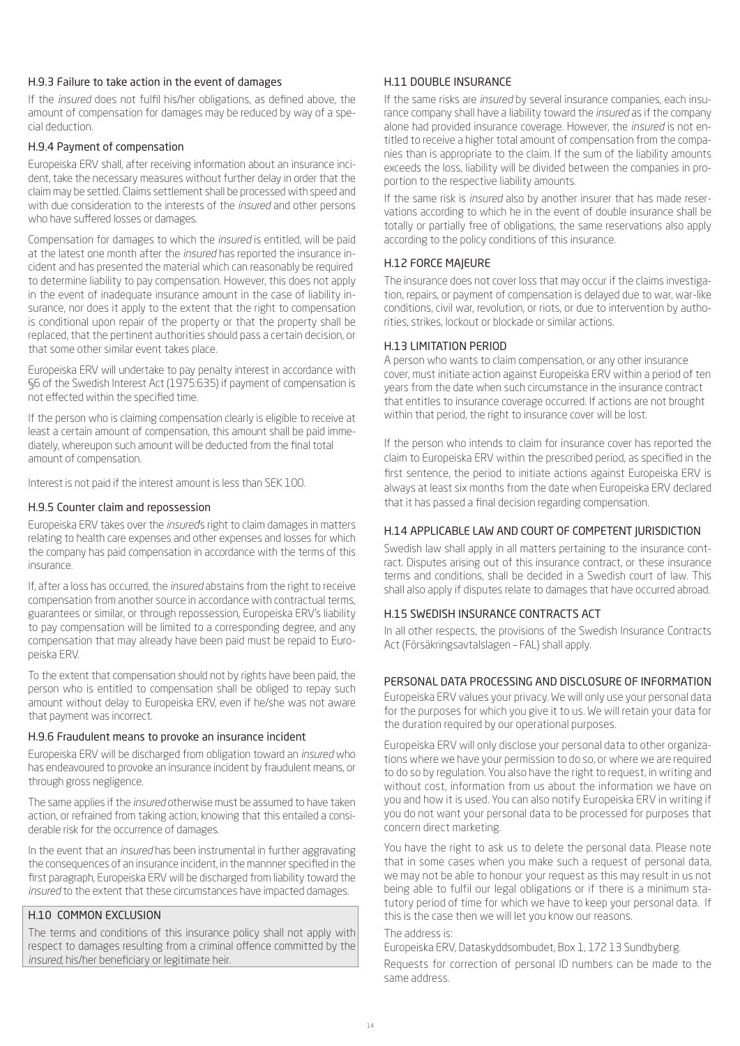### H.9.3 Failure to take action in the event of damages

If the *insured* does not fulfil his/her obligations, as defined above, the amount of compensation for damages may be reduced by way of a special deduction.

### H.9.4 Payment of compensation

Europeiska ERV shall, after receiving information about an insurance incident, take the necessary measures without further delay in order that the claim may be settled. Claims settlement shall be processed with speed and with due consideration to the interests of the *insured* and other persons who have suffered losses or damages.

Compensation for damages to which the *insured* is entitled, will be paid at the latest one month after the *insured* has reported the insurance incident and has presented the material which can reasonably be required to determine liability to pay compensation. However, this does not apply in the event of inadequate insurance amount in the case of liability insurance, nor does it apply to the extent that the right to compensation is conditional upon repair of the property or that the property shall be replaced, that the pertinent authorities should pass a certain decision, or that some other similar event takes place.

Europeiska ERV will undertake to pay penalty interest in accordance with §6 of the Swedish Interest Act (1975:635) if payment of compensation is not effected within the specified time.

If the person who is claiming compensation clearly is eligible to receive at least a certain amount of compensation, this amount shall be paid immediately, whereupon such amount will be deducted from the final total amount of compensation.

Interest is not paid if the interest amount is less than SEK 100.

### H.9.5 Counter claim and repossession

Europeiska ERV takes over the *insured*'s right to claim damages in matters relating to health care expenses and other expenses and losses for which the company has paid compensation in accordance with the terms of this insurance.

If, after a loss has occurred, the *insured* abstains from the right to receive compensation from another source in accordance with contractual terms, guarantees or similar, or through repossession, Europeiska ERV's liability to pay compensation will be limited to a corresponding degree, and any compensation that may already have been paid must be repaid to Europeiska ERV.

To the extent that compensation should not by rights have been paid, the person who is entitled to compensation shall be obliged to repay such amount without delay to Europeiska ERV, even if he/she was not aware that payment was incorrect.

### H.9.6 Fraudulent means to provoke an insurance incident

Europeiska ERV will be discharged from obligation toward an *insured* who has endeavoured to provoke an insurance incident by fraudulent means, or through gross negligence.

The same applies if the *insured* otherwise must be assumed to have taken action, or refrained from taking action, knowing that this entailed a considerable risk for the occurrence of damages.

In the event that an *insured* has been instrumental in further aggravating the consequences of an insurance incident, in the mannner specified in the first paragraph, Europeiska ERV will be discharged from liability toward the *insured* to the extent that these circumstances have impacted damages.

## H.10 COMMON EXCLUSION

The terms and conditions of this insurance policy shall not apply with respect to damages resulting from a criminal offence committed by the *insured*, his/her beneficiary or legitimate heir.

## H.11 DOUBLE INSURANCE

If the same risks are *insured* by several insurance companies, each insurance company shall have a liability toward the *insured* as if the company alone had provided insurance coverage. However, the *insured* is not entitled to receive a higher total amount of compensation from the companies than is appropriate to the claim. If the sum of the liability amounts exceeds the loss, liability will be divided between the companies in proportion to the respective liability amounts.

If the same risk is *insured* also by another insurer that has made reservations according to which he in the event of double insurance shall be totally or partially free of obligations, the same reservations also apply according to the policy conditions of this insurance.

## H.12 FORCE MAJEURE

The insurance does not cover loss that may occur if the claims investigation, repairs, or payment of compensation is delayed due to war, war-like conditions, civil war, revolution, or riots, or due to intervention by authorities, strikes, lockout or blockade or similar actions.

## H.13 LIMITATION PERIOD

A person who wants to claim compensation, or any other insurance cover, must initiate action against Europeiska ERV within a period of ten years from the date when such circumstance in the insurance contract that entitles to insurance coverage occurred. If actions are not brought within that period, the right to insurance cover will be lost.

If the person who intends to claim for insurance cover has reported the claim to Europeiska ERV within the prescribed period, as specified in the first sentence, the period to initiate actions against Europeiska ERV is always at least six months from the date when Europeiska ERV declared that it has passed a final decision regarding compensation.

## H.14 APPLICABLE LAW AND COURT OF COMPETENT JURISDICTION

Swedish law shall apply in all matters pertaining to the insurance contract. Disputes arising out of this insurance contract, or these insurance terms and conditions, shall be decided in a Swedish court of law. This shall also apply if disputes relate to damages that have occurred abroad.

## H.15 SWEDISH INSURANCE CONTRACTS ACT

In all other respects, the provisions of the Swedish Insurance Contracts Act (Försäkringsavtalslagen – FAL) shall apply.

## PERSONAL DATA PROCESSING AND DISCLOSURE OF INFORMATION

Europeiska ERV values your privacy. We will only use your personal data for the purposes for which you give it to us. We will retain your data for the duration required by our operational purposes.

Europeiska ERV will only disclose your personal data to other organizations where we have your permission to do so, or where we are required to do so by regulation. You also have the right to request, in writing and without cost, information from us about the information we have on you and how it is used. You can also notify Europeiska ERV in writing if you do not want your personal data to be processed for purposes that concern direct marketing.

You have the right to ask us to delete the personal data. Please note that in some cases when you make such a request of personal data, we may not be able to honour your request as this may result in us not being able to fulfil our legal obligations or if there is a minimum statutory period of time for which we have to keep your personal data. If this is the case then we will let you know our reasons.

The address is:

Europeiska ERV, Dataskyddsombudet, Box 1, 172 13 Sundbyberg.

Requests for correction of personal ID numbers can be made to the same address.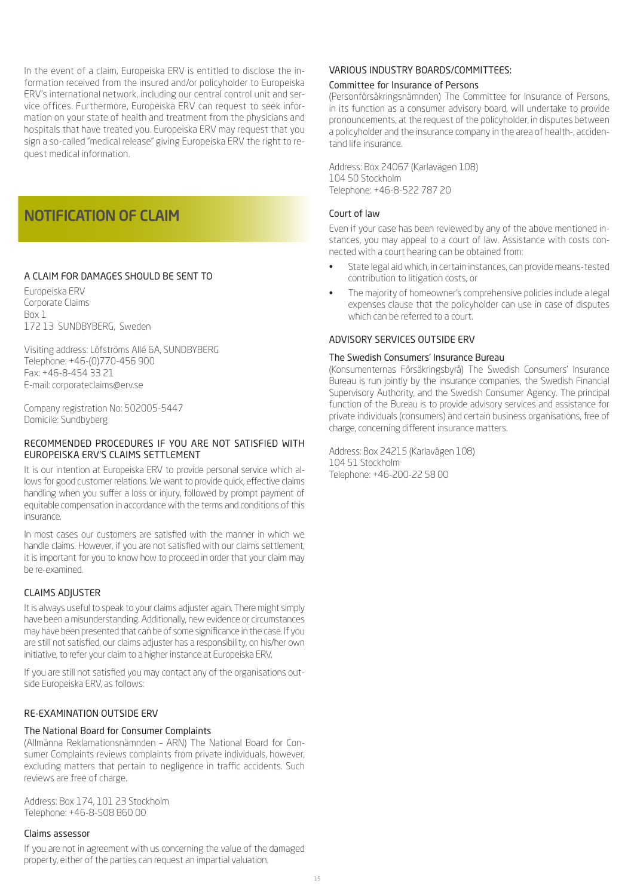In the event of a claim, Europeiska ERV is entitled to disclose the information received from the insured and/or policyholder to Europeiska ERV's international network, including our central control unit and service offices. Furthermore, Europeiska ERV can request to seek information on your state of health and treatment from the physicians and hospitals that have treated you. Europeiska ERV may request that you sign a so-called "medical release" giving Europeiska ERV the right to request medical information.

# NOTIFICATION OF CLAIM

### A CLAIM FOR DAMAGES SHOULD BE SENT TO

Europeiska ERV
Corporate Claims
Box 1
172 13 SUNDBYBERG, Sweden

Visiting address: Löfströms Allé 6A, SUNDBYBERG
Telephone: +46-(0)770-456 900
Fax: +46-8-454 33 21
E-mail: corporateclaims@erv.se

Company registration No: 502005-5447
Domicile: Sundbyberg

### RECOMMENDED PROCEDURES IF YOU ARE NOT SATISFIED WITH EUROPEISKA ERV'S CLAIMS SETTLEMENT

It is our intention at Europeiska ERV to provide personal service which allows for good customer relations. We want to provide quick, effective claims handling when you suffer a loss or injury, followed by prompt payment of equitable compensation in accordance with the terms and conditions of this insurance.

In most cases our customers are satisfied with the manner in which we handle claims. However, if you are not satisfied with our claims settlement, it is important for you to know how to proceed in order that your claim may be re-examined.

### CLAIMS ADJUSTER

It is always useful to speak to your claims adjuster again. There might simply have been a misunderstanding. Additionally, new evidence or circumstances may have been presented that can be of some significance in the case. If you are still not satisfied, our claims adjuster has a responsibility, on his/her own initiative, to refer your claim to a higher instance at Europeiska ERV.

If you are still not satisfied you may contact any of the organisations outside Europeiska ERV, as follows:

### RE-EXAMINATION OUTSIDE ERV

#### The National Board for Consumer Complaints

(Allmänna Reklamationsnämnden – ARN) The National Board for Consumer Complaints reviews complaints from private individuals, however, excluding matters that pertain to negligence in traffic accidents. Such reviews are free of charge.

Address: Box 174, 101 23 Stockholm
Telephone: +46-8-508 860 00

#### Claims assessor

If you are not in agreement with us concerning the value of the damaged property, either of the parties can request an impartial valuation.

### VARIOUS INDUSTRY BOARDS/COMMITTEES:

#### Committee for Insurance of Persons

(Personförsäkringsnämnden) The Committee for Insurance of Persons, in its function as a consumer advisory board, will undertake to provide pronouncements, at the request of the policyholder, in disputes between a policyholder and the insurance company in the area of health-, accidentand life insurance.

Address: Box 24067 (Karlavägen 108)
104 50 Stockholm
Telephone: +46-8-522 787 20

#### Court of law

Even if your case has been reviewed by any of the above mentioned instances, you may appeal to a court of law. Assistance with costs connected with a court hearing can be obtained from:

- State legal aid which, in certain instances, can provide means-tested contribution to litigation costs, or
- The majority of homeowner's comprehensive policies include a legal expenses clause that the policyholder can use in case of disputes which can be referred to a court.

### ADVISORY SERVICES OUTSIDE ERV

#### The Swedish Consumers' Insurance Bureau

(Konsumenternas Försäkringsbyrå) The Swedish Consumers' Insurance Bureau is run jointly by the insurance companies, the Swedish Financial Supervisory Authority, and the Swedish Consumer Agency. The principal function of the Bureau is to provide advisory services and assistance for private individuals (consumers) and certain business organisations, free of charge, concerning different insurance matters.

Address: Box 24215 (Karlavägen 108)
104 51 Stockholm
Telephone: +46-200-22 58 00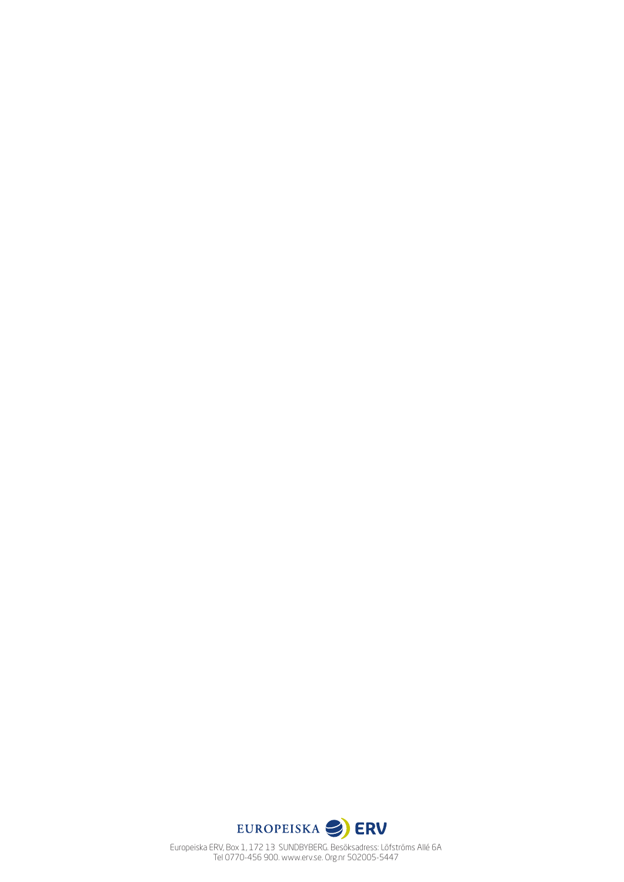EUROPEISKA ERV

Europeiska ERV, Box 1, 172 13 SUNDBYBERG. Besöksadress: Löfströms Allé 6A
Tel 0770-456 900. www.erv.se. Org.nr 502005-5447